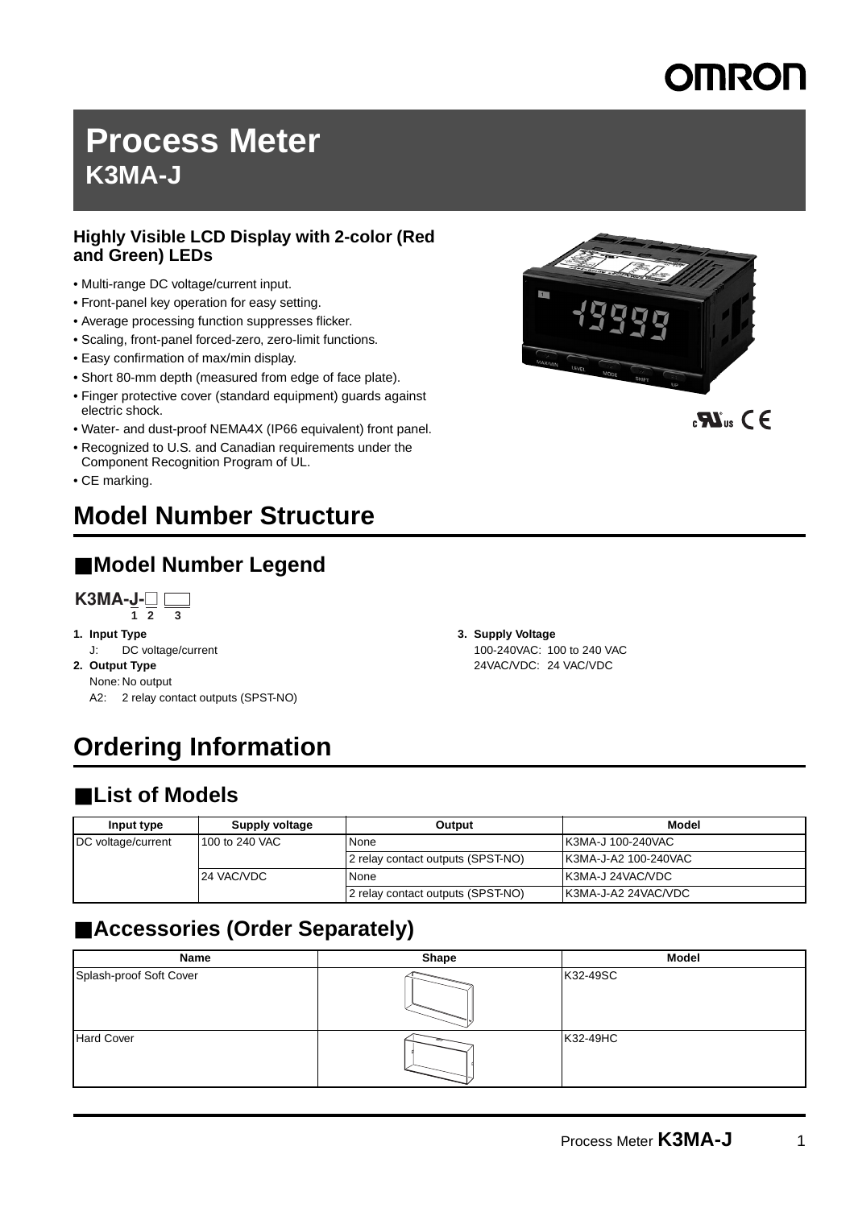# Process Meter
## K3MA-J

### Highly Visible LCD Display with 2-color (Red and Green) LEDs

- Multi-range DC voltage/current input.
- Front-panel key operation for easy setting.
- Average processing function suppresses flicker.
- Scaling, front-panel forced-zero, zero-limit functions.
- Easy confirmation of max/min display.
- Short 80-mm depth (measured from edge of face plate).
- Finger protective cover (standard equipment) guards against electric shock.
- Water- and dust-proof NEMA4X (IP66 equivalent) front panel.
- Recognized to U.S. and Canadian requirements under the Component Recognition Program of UL.
- CE marking.

# Model Number Structure

## ■Model Number Legend

**K3MA-J-□ □**
1 2 3

**1. Input Type**
J: DC voltage/current

**2. Output Type**
None: No output
A2: 2 relay contact outputs (SPST-NO)

**3. Supply Voltage**
100-240VAC: 100 to 240 VAC
24VAC/VDC: 24 VAC/VDC

# Ordering Information

## ■List of Models

| Input type | Supply voltage | Output | Model |
|---|---|---|---|
| DC voltage/current | 100 to 240 VAC | None | K3MA-J 100-240VAC |
| | | 2 relay contact outputs (SPST-NO) | K3MA-J-A2 100-240VAC |
| | 24 VAC/VDC | None | K3MA-J 24VAC/VDC |
| | | 2 relay contact outputs (SPST-NO) | K3MA-J-A2 24VAC/VDC |

## ■Accessories (Order Separately)

| Name | Shape | Model |
|---|---|---|
| Splash-proof Soft Cover | | K32-49SC |
| Hard Cover | | K32-49HC |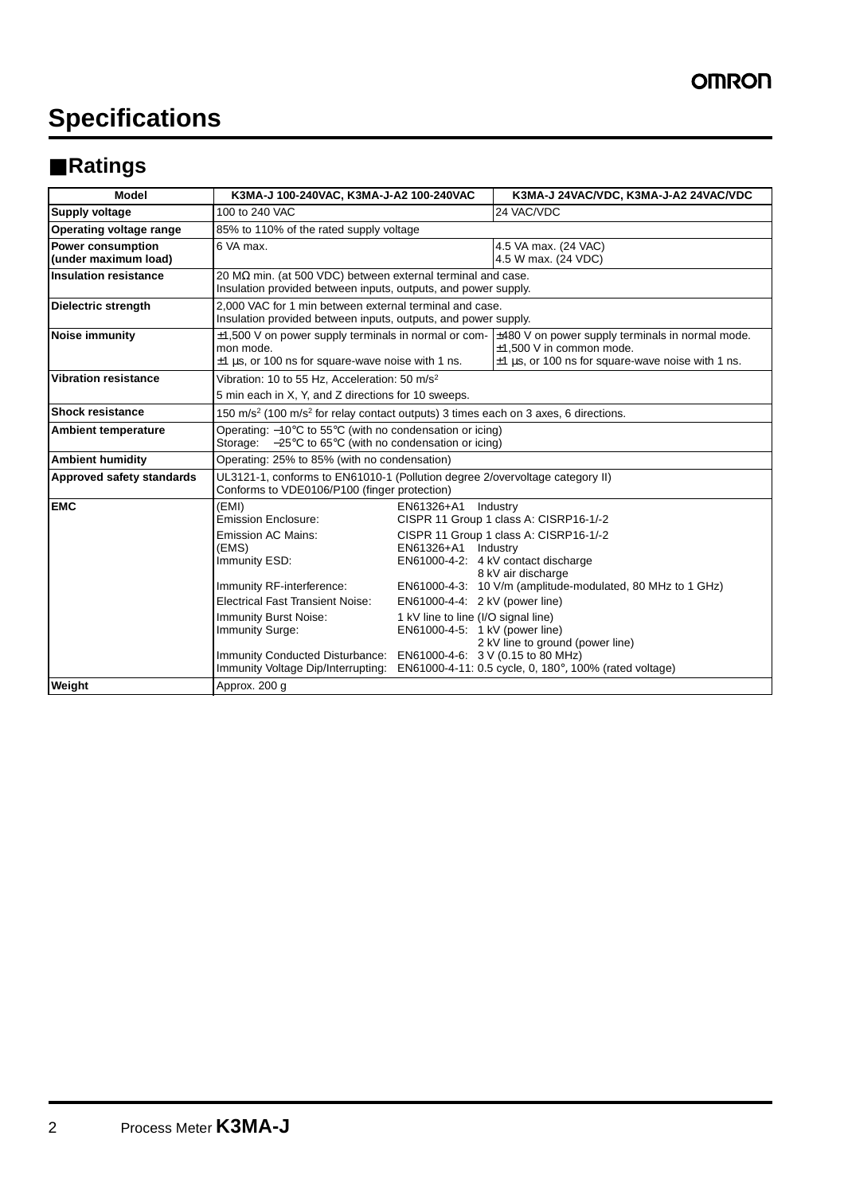# Specifications

## ■Ratings

| Model | K3MA-J 100-240VAC, K3MA-J-A2 100-240VAC | K3MA-J 24VAC/VDC, K3MA-J-A2 24VAC/VDC |
|---|---|---|
| Supply voltage | 100 to 240 VAC | 24 VAC/VDC |
| Operating voltage range | 85% to 110% of the rated supply voltage | |
| Power consumption (under maximum load) | 6 VA max. | 4.5 VA max. (24 VAC)<br>4.5 W max. (24 VDC) |
| Insulation resistance | 20 MΩ min. (at 500 VDC) between external terminal and case.<br>Insulation provided between inputs, outputs, and power supply. | |
| Dielectric strength | 2,000 VAC for 1 min between external terminal and case.<br>Insulation provided between inputs, outputs, and power supply. | |
| Noise immunity | ±1,500 V on power supply terminals in normal or common mode.<br>±1 µs, or 100 ns for square-wave noise with 1 ns. | ±480 V on power supply terminals in normal mode.<br>±1,500 V in common mode.<br>±1 µs, or 100 ns for square-wave noise with 1 ns. |
| Vibration resistance | Vibration: 10 to 55 Hz, Acceleration: 50 m/s²<br>5 min each in X, Y, and Z directions for 10 sweeps. | |
| Shock resistance | 150 m/s² (100 m/s² for relay contact outputs) 3 times each on 3 axes, 6 directions. | |
| Ambient temperature | Operating: −10°C to 55°C (with no condensation or icing)<br>Storage: −25°C to 65°C (with no condensation or icing) | |
| Ambient humidity | Operating: 25% to 85% (with no condensation) | |
| Approved safety standards | UL3121-1, conforms to EN61010-1 (Pollution degree 2/overvoltage category II)<br>Conforms to VDE0106/P100 (finger protection) | |
| EMC | (EMI) EN61326+A1 Industry<br>Emission Enclosure: CISPR 11 Group 1 class A: CISRP16-1/-2<br>Emission AC Mains: CISPR 11 Group 1 class A: CISRP16-1/-2<br>(EMS) EN61326+A1 Industry<br>Immunity ESD: EN61000-4-2: 4 kV contact discharge, 8 kV air discharge<br>Immunity RF-interference: EN61000-4-3: 10 V/m (amplitude-modulated, 80 MHz to 1 GHz)<br>Electrical Fast Transient Noise: EN61000-4-4: 2 kV (power line)<br>Immunity Burst Noise: 1 kV line to line (I/O signal line)<br>Immunity Surge: EN61000-4-5: 1 kV (power line), 2 kV line to ground (power line)<br>Immunity Conducted Disturbance: EN61000-4-6: 3 V (0.15 to 80 MHz)<br>Immunity Voltage Dip/Interrupting: EN61000-4-11: 0.5 cycle, 0, 180°, 100% (rated voltage) | |
| Weight | Approx. 200 g | |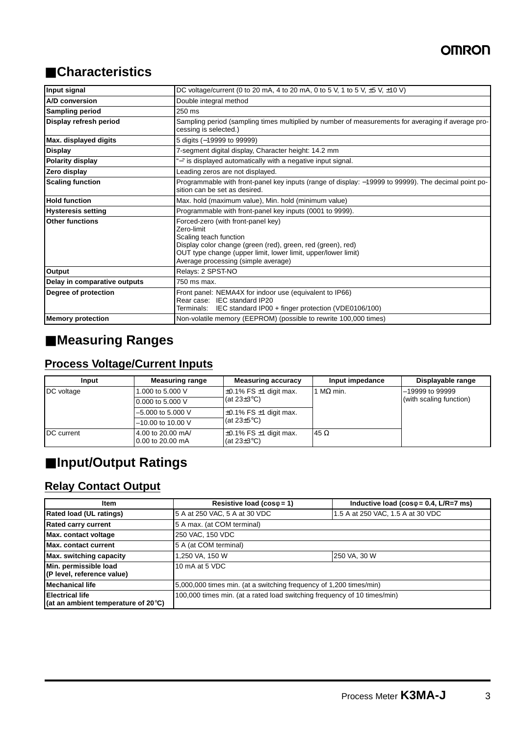## ■Characteristics

| Input signal | DC voltage/current (0 to 20 mA, 4 to 20 mA, 0 to 5 V, 1 to 5 V, ±5 V, ±10 V) |
|---|---|
| A/D conversion | Double integral method |
| Sampling period | 250 ms |
| Display refresh period | Sampling period (sampling times multiplied by number of measurements for averaging if average processing is selected.) |
| Max. displayed digits | 5 digits (−19999 to 99999) |
| Display | 7-segment digital display, Character height: 14.2 mm |
| Polarity display | "−" is displayed automatically with a negative input signal. |
| Zero display | Leading zeros are not displayed. |
| Scaling function | Programmable with front-panel key inputs (range of display: −19999 to 99999). The decimal point position can be set as desired. |
| Hold function | Max. hold (maximum value), Min. hold (minimum value) |
| Hysteresis setting | Programmable with front-panel key inputs (0001 to 9999). |
| Other functions | Forced-zero (with front-panel key)<br>Zero-limit<br>Scaling teach function<br>Display color change (green (red), green, red (green), red)<br>OUT type change (upper limit, lower limit, upper/lower limit)<br>Average processing (simple average) |
| Output | Relays: 2 SPST-NO |
| Delay in comparative outputs | 750 ms max. |
| Degree of protection | Front panel: NEMA4X for indoor use (equivalent to IP66)<br>Rear case: IEC standard IP20<br>Terminals: IEC standard IP00 + finger protection (VDE0106/100) |
| Memory protection | Non-volatile memory (EEPROM) (possible to rewrite 100,000 times) |

## ■Measuring Ranges

### Process Voltage/Current Inputs

| Input | Measuring range | Measuring accuracy | Input impedance | Displayable range |
|---|---|---|---|---|
| DC voltage | 1.000 to 5.000 V | ±0.1% FS ±1 digit max. (at 23±3°C) | 1 MΩ min. | −19999 to 99999 (with scaling function) |
| | 0.000 to 5.000 V | | | |
| | −5.000 to 5.000 V | ±0.1% FS ±1 digit max. (at 23±5°C) | | |
| | −10.00 to 10.00 V | | | |
| DC current | 4.00 to 20.00 mA/ 0.00 to 20.00 mA | ±0.1% FS ±1 digit max. (at 23±3°C) | 45 Ω | |

## ■Input/Output Ratings

### Relay Contact Output

| Item | Resistive load (cosφ = 1) | Inductive load (cosφ = 0.4, L/R=7 ms) |
|---|---|---|
| Rated load (UL ratings) | 5 A at 250 VAC, 5 A at 30 VDC | 1.5 A at 250 VAC, 1.5 A at 30 VDC |
| Rated carry current | 5 A max. (at COM terminal) | |
| Max. contact voltage | 250 VAC, 150 VDC | |
| Max. contact current | 5 A (at COM terminal) | |
| Max. switching capacity | 1,250 VA, 150 W | 250 VA, 30 W |
| Min. permissible load (P level, reference value) | 10 mA at 5 VDC | |
| Mechanical life | 5,000,000 times min. (at a switching frequency of 1,200 times/min) | |
| Electrical life (at an ambient temperature of 20°C) | 100,000 times min. (at a rated load switching frequency of 10 times/min) | |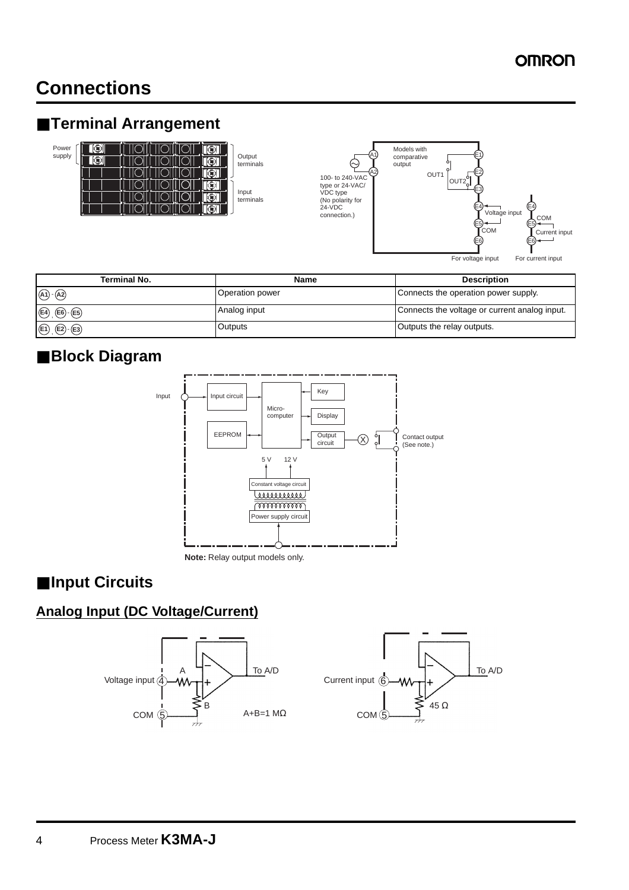# Connections

## ■Terminal Arrangement

Power supply

Output terminals

Input terminals

Models with comparative output

100- to 240-VAC type or 24-VAC/ VDC type (No polarity for 24-VDC connection.)

OUT1 OUT2

Voltage input COM

COM Current input

For voltage input For current input

| Terminal No. | Name | Description |
| --- | --- | --- |
| A1 - A2 | Operation power | Connects the operation power supply. |
| E4 , E6 - E5 | Analog input | Connects the voltage or current analog input. |
| E1 , E2 - E3 | Outputs | Outputs the relay outputs. |

## ■Block Diagram

Input, Input circuit, Micro-computer, Key, Display, EEPROM, Output circuit, Contact output (See note.), 5 V, 12 V, Constant voltage circuit, Power supply circuit

**Note:** Relay output models only.

## ■Input Circuits

### Analog Input (DC Voltage/Current)

Voltage input ④, COM ⑤, A, B, To A/D, A+B=1 MΩ

Current input ⑥, COM ⑤, 45 Ω, To A/D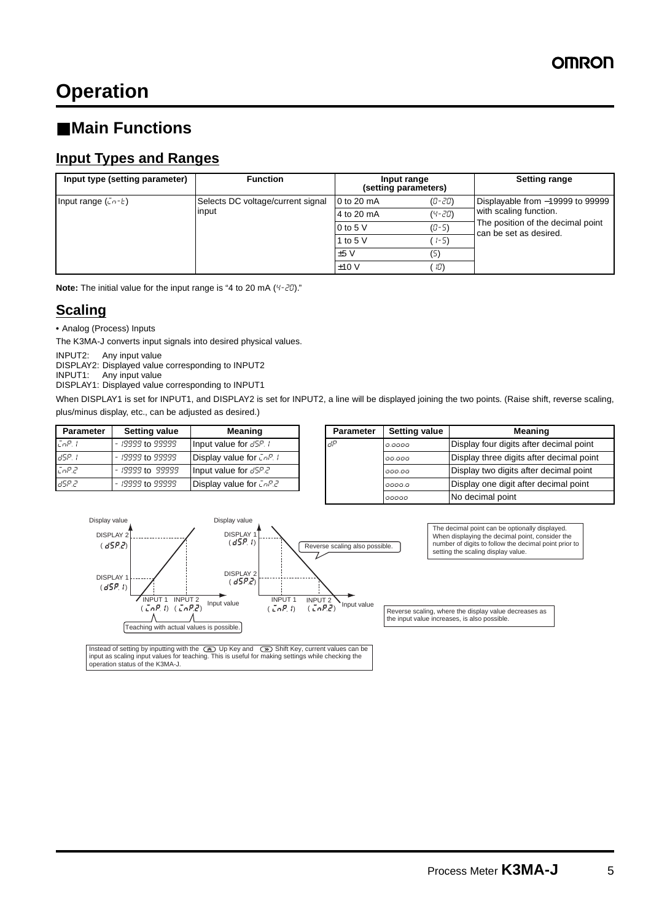# Operation

## ■Main Functions

### Input Types and Ranges

| Input type (setting parameter) | Function | Input range (setting parameters) | | Setting range |
|---|---|---|---|---|
| Input range (in-t) | Selects DC voltage/current signal input | 0 to 20 mA | (0-20) | Displayable from −19999 to 99999 with scaling function. The position of the decimal point can be set as desired. |
| | | 4 to 20 mA | (4-20) | |
| | | 0 to 5 V | (0-5) | |
| | | 1 to 5 V | (1-5) | |
| | | ±5 V | (5) | |
| | | ±10 V | (10) | |

**Note:** The initial value for the input range is "4 to 20 mA (4-20)."

### Scaling

• Analog (Process) Inputs

The K3MA-J converts input signals into desired physical values.

INPUT2: Any input value
DISPLAY2: Displayed value corresponding to INPUT2
INPUT1: Any input value
DISPLAY1: Displayed value corresponding to INPUT1

When DISPLAY1 is set for INPUT1, and DISPLAY2 is set for INPUT2, a line will be displayed joining the two points. (Raise shift, reverse scaling, plus/minus display, etc., can be adjusted as desired.)

| Parameter | Setting value | Meaning |
|---|---|---|
| inP.1 | -19999 to 99999 | Input value for dSP.1 |
| dSP.1 | -19999 to 99999 | Display value for inP.1 |
| inP.2 | -19999 to 99999 | Input value for dSP.2 |
| dSP.2 | -19999 to 99999 | Display value for inP.2 |

| Parameter | Setting value | Meaning |
|---|---|---|
| dP | 0.0000 | Display four digits after decimal point |
| | 00.000 | Display three digits after decimal point |
| | 000.00 | Display two digits after decimal point |
| | 0000.0 | Display one digit after decimal point |
| | 00000 | No decimal point |

Display value
DISPLAY 2 (dSP.2)
DISPLAY 1 (dSP.1)
INPUT 1 (inP.1) INPUT 2 (inP.2) Input value
Teaching with actual values is possible.

Display value
DISPLAY 1 (dSP.1)
DISPLAY 2 (dSP.2)
INPUT 1 (inP.1) INPUT 2 (inP.2) Input value
Reverse scaling also possible.

The decimal point can be optionally displayed. When displaying the decimal point, consider the number of digits to follow the decimal point prior to setting the scaling display value.

Reverse scaling, where the display value decreases as the input value increases, is also possible.

Instead of setting by inputting with the Up Key and Shift Key, current values can be input as scaling input values for teaching. This is useful for making settings while checking the operation status of the K3MA-J.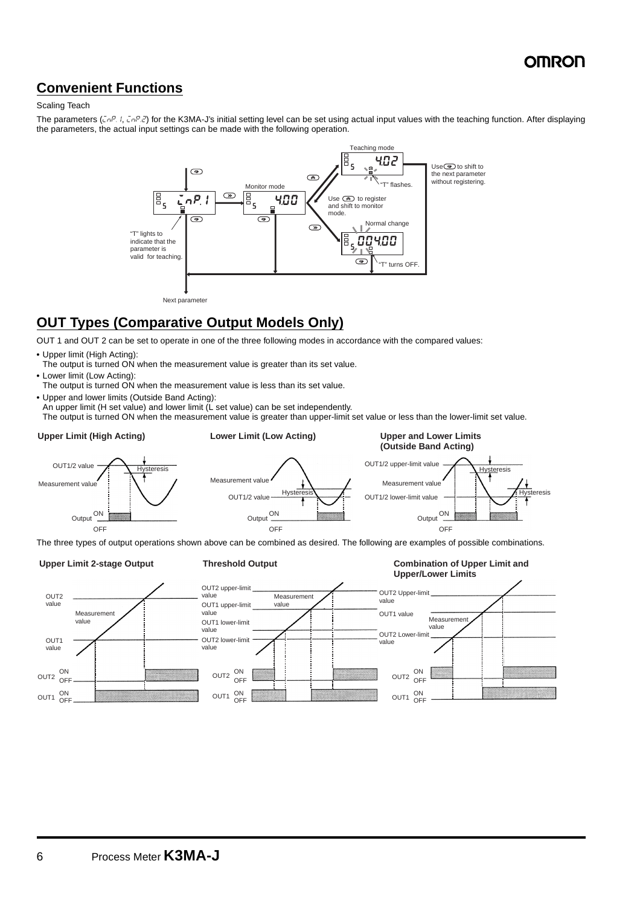## Convenient Functions

Scaling Teach

The parameters (inP.1, inP.2) for the K3MA-J's initial setting level can be set using actual input values with the teaching function. After displaying the parameters, the actual input settings can be made with the following operation.

Teaching mode

Use to shift to the next parameter without registering.

"T" flashes.

Monitor mode

Use to register and shift to monitor mode.

Normal change

"T" lights to indicate that the parameter is valid for teaching.

"T" turns OFF.

Next parameter

## OUT Types (Comparative Output Models Only)

OUT 1 and OUT 2 can be set to operate in one of the three following modes in accordance with the compared values:

- Upper limit (High Acting):
  The output is turned ON when the measurement value is greater than its set value.
- Lower limit (Low Acting):
  The output is turned ON when the measurement value is less than its set value.
- Upper and lower limits (Outside Band Acting):
  An upper limit (H set value) and lower limit (L set value) can be set independently.
  The output is turned ON when the measurement value is greater than upper-limit set value or less than the lower-limit set value.

**Upper Limit (High Acting)**

**Lower Limit (Low Acting)**

**Upper and Lower Limits (Outside Band Acting)**

The three types of output operations shown above can be combined as desired. The following are examples of possible combinations.

**Upper Limit 2-stage Output**

**Threshold Output**

**Combination of Upper Limit and Upper/Lower Limits**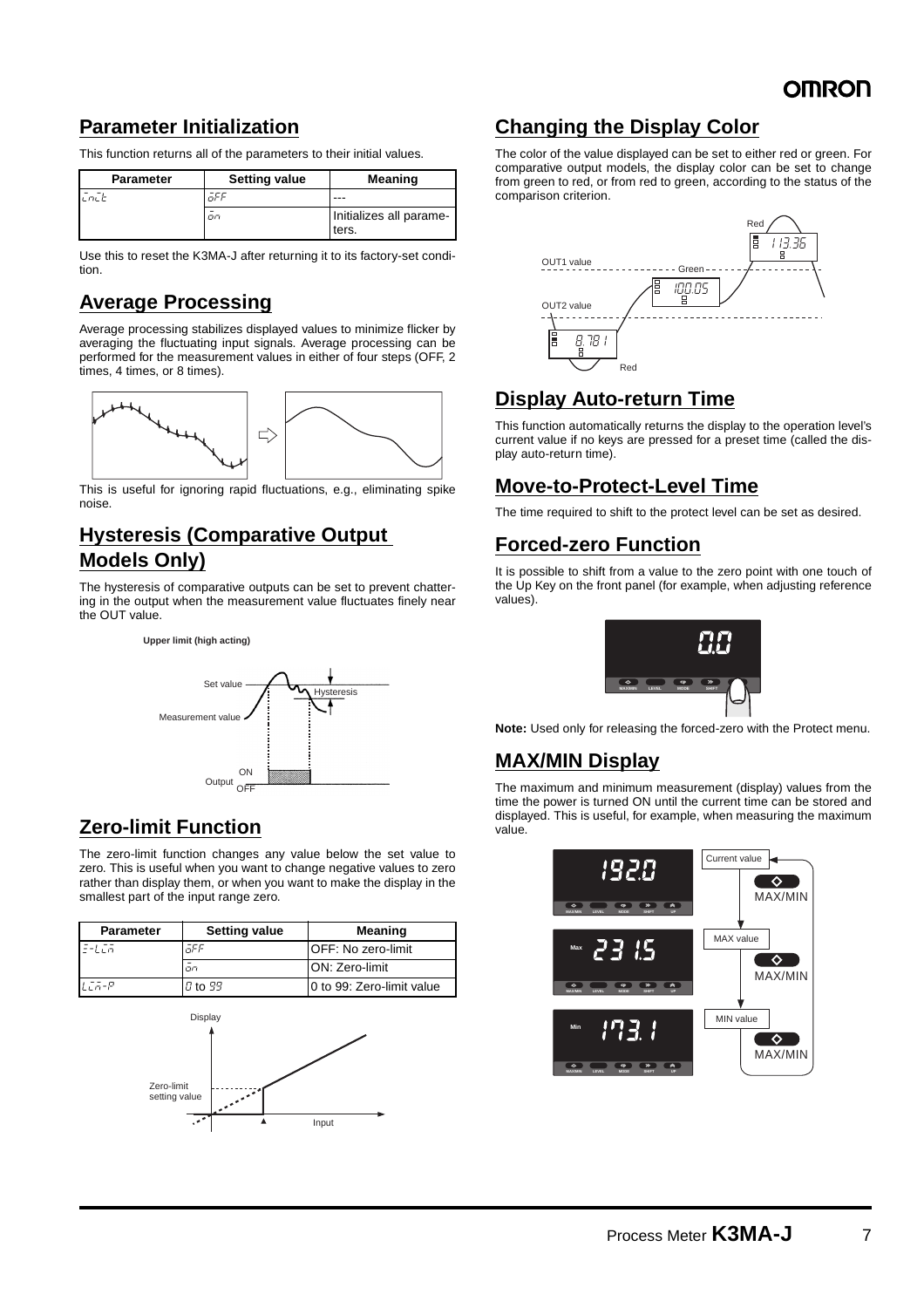## Parameter Initialization

This function returns all of the parameters to their initial values.

| Parameter | Setting value | Meaning |
|---|---|---|
| init | oFF | --- |
| | on | Initializes all parameters. |

Use this to reset the K3MA-J after returning it to its factory-set condition.

## Average Processing

Average processing stabilizes displayed values to minimize flicker by averaging the fluctuating input signals. Average processing can be performed for the measurement values in either of four steps (OFF, 2 times, 4 times, or 8 times).

This is useful for ignoring rapid fluctuations, e.g., eliminating spike noise.

## Hysteresis (Comparative Output Models Only)

The hysteresis of comparative outputs can be set to prevent chattering in the output when the measurement value fluctuates finely near the OUT value.

**Upper limit (high acting)**

## Zero-limit Function

The zero-limit function changes any value below the set value to zero. This is useful when you want to change negative values to zero rather than display them, or when you want to make the display in the smallest part of the input range zero.

| Parameter | Setting value | Meaning |
|---|---|---|
| z-lim | oFF | OFF: No zero-limit |
| | on | ON: Zero-limit |
| lim-p | 0 to 99 | 0 to 99: Zero-limit value |

## Changing the Display Color

The color of the value displayed can be set to either red or green. For comparative output models, the display color can be set to change from green to red, or from red to green, according to the status of the comparison criterion.

## Display Auto-return Time

This function automatically returns the display to the operation level's current value if no keys are pressed for a preset time (called the display auto-return time).

## Move-to-Protect-Level Time

The time required to shift to the protect level can be set as desired.

## Forced-zero Function

It is possible to shift from a value to the zero point with one touch of the Up Key on the front panel (for example, when adjusting reference values).

**Note:** Used only for releasing the forced-zero with the Protect menu.

## MAX/MIN Display

The maximum and minimum measurement (display) values from the time the power is turned ON until the current time can be stored and displayed. This is useful, for example, when measuring the maximum value.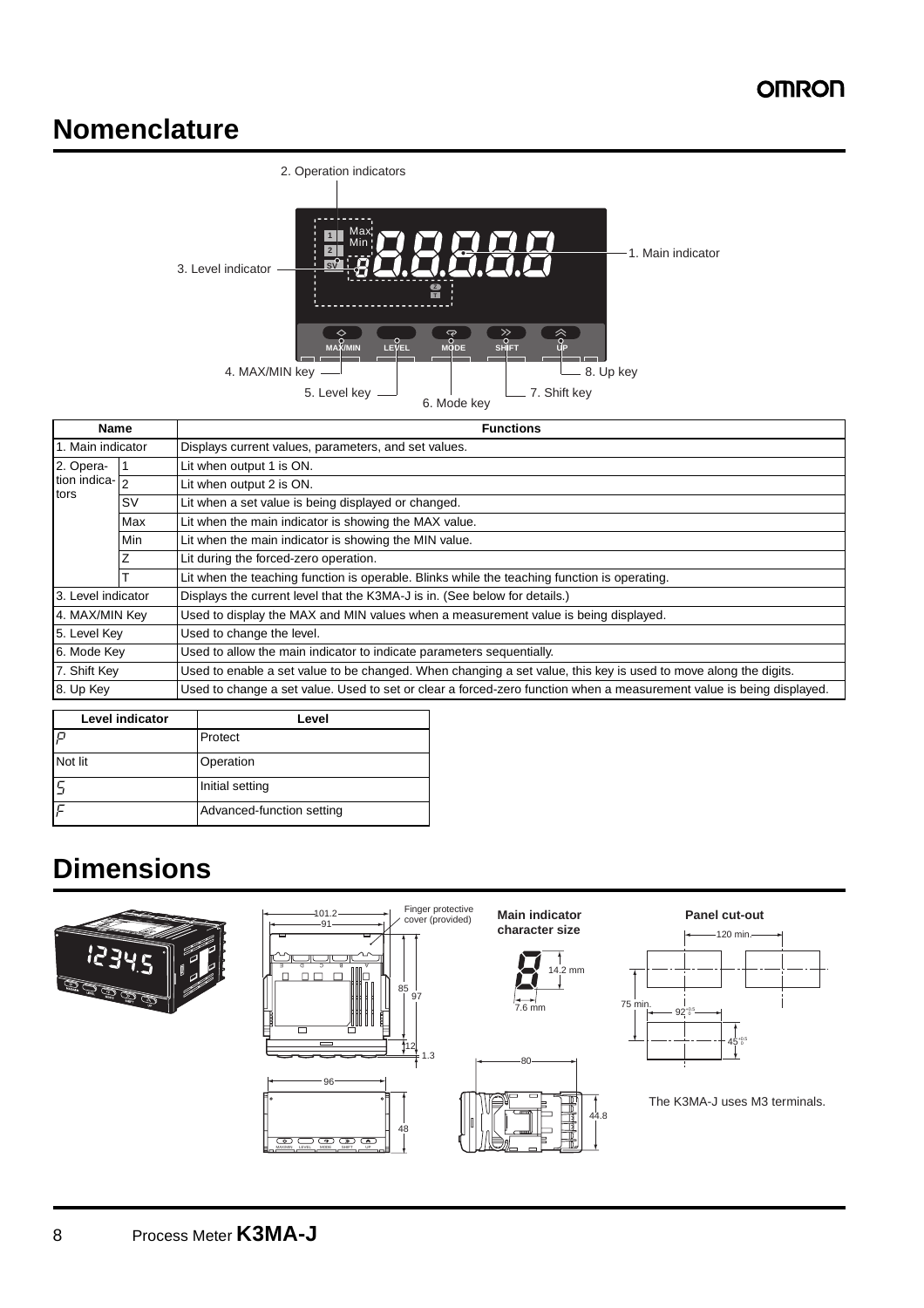## Nomenclature

2. Operation indicators

3. Level indicator

1. Main indicator

4. MAX/MIN key

5. Level key

6. Mode key

7. Shift key

8. Up key

| Name | | Functions |
|---|---|---|
| 1. Main indicator | | Displays current values, parameters, and set values. |
| 2. Operation indicators | 1 | Lit when output 1 is ON. |
| | 2 | Lit when output 2 is ON. |
| | SV | Lit when a set value is being displayed or changed. |
| | Max | Lit when the main indicator is showing the MAX value. |
| | Min | Lit when the main indicator is showing the MIN value. |
| | Z | Lit during the forced-zero operation. |
| | T | Lit when the teaching function is operable. Blinks while the teaching function is operating. |
| 3. Level indicator | | Displays the current level that the K3MA-J is in. (See below for details.) |
| 4. MAX/MIN Key | | Used to display the MAX and MIN values when a measurement value is being displayed. |
| 5. Level Key | | Used to change the level. |
| 6. Mode Key | | Used to allow the main indicator to indicate parameters sequentially. |
| 7. Shift Key | | Used to enable a set value to be changed. When changing a set value, this key is used to move along the digits. |
| 8. Up Key | | Used to change a set value. Used to set or clear a forced-zero function when a measurement value is being displayed. |

| Level indicator | Level |
|---|---|
| P | Protect |
| Not lit | Operation |
| S | Initial setting |
| F | Advanced-function setting |

## Dimensions

Finger protective cover (provided)

101.2, 91, 85, 97, 12, 1.3, 96, 48, 80, 44.8

**Main indicator character size**

14.2 mm, 7.6 mm

**Panel cut-out**

120 min., 75 min., $92^{+0.8}_{0}$, $45^{+0.5}_{0}$

The K3MA-J uses M3 terminals.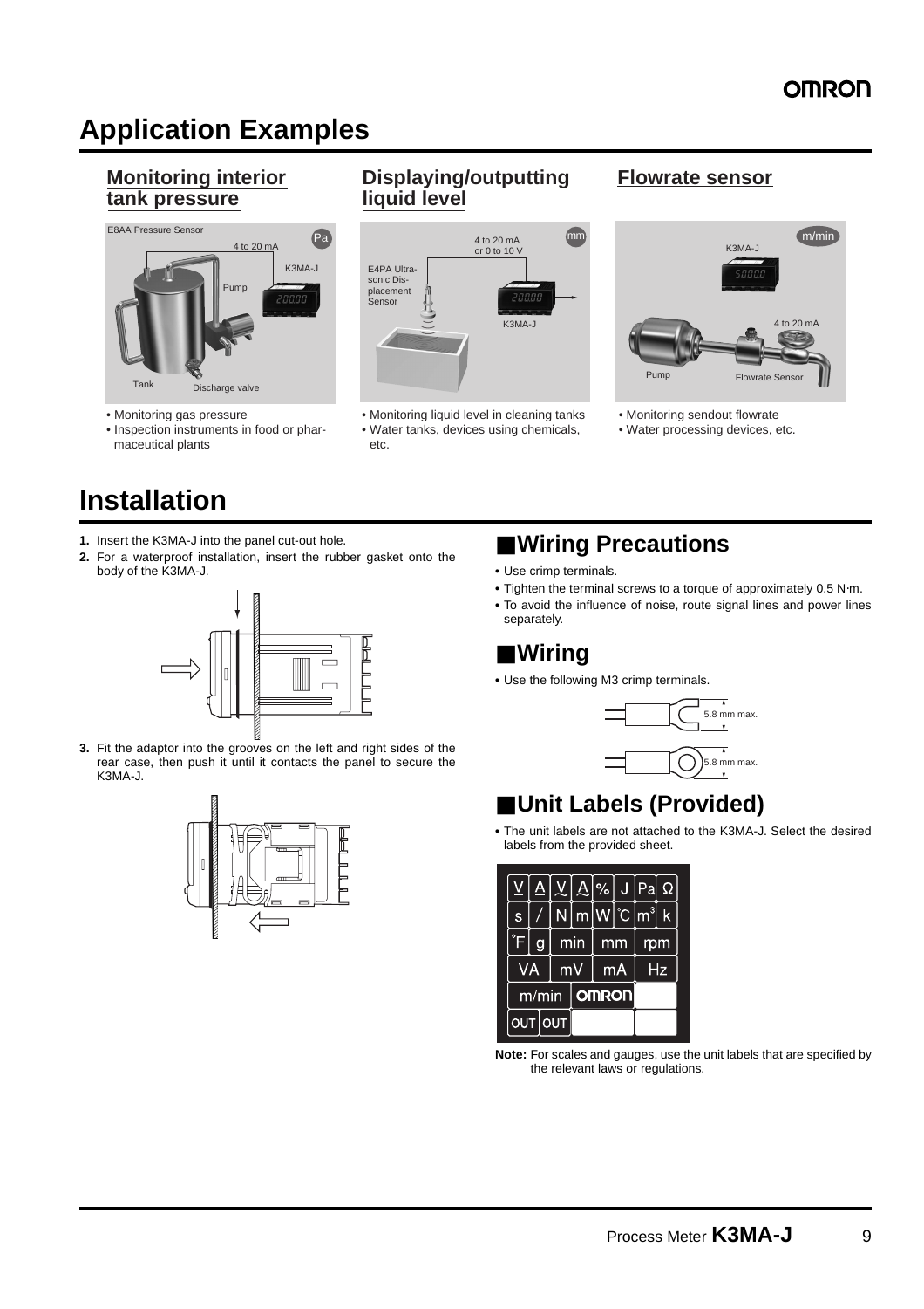# Application Examples

### Monitoring interior tank pressure

- Monitoring gas pressure
- Inspection instruments in food or pharmaceutical plants

### Displaying/outputting liquid level

- Monitoring liquid level in cleaning tanks
- Water tanks, devices using chemicals, etc.

### Flowrate sensor

- Monitoring sendout flowrate
- Water processing devices, etc.

# Installation

1. Insert the K3MA-J into the panel cut-out hole.
2. For a waterproof installation, insert the rubber gasket onto the body of the K3MA-J.
3. Fit the adaptor into the grooves on the left and right sides of the rear case, then push it until it contacts the panel to secure the K3MA-J.

## ■Wiring Precautions

- Use crimp terminals.
- Tighten the terminal screws to a torque of approximately 0.5 N·m.
- To avoid the influence of noise, route signal lines and power lines separately.

## ■Wiring

- Use the following M3 crimp terminals.

5.8 mm max.

5.8 mm max.

## ■Unit Labels (Provided)

- The unit labels are not attached to the K3MA-J. Select the desired labels from the provided sheet.

**Note:** For scales and gauges, use the unit labels that are specified by the relevant laws or regulations.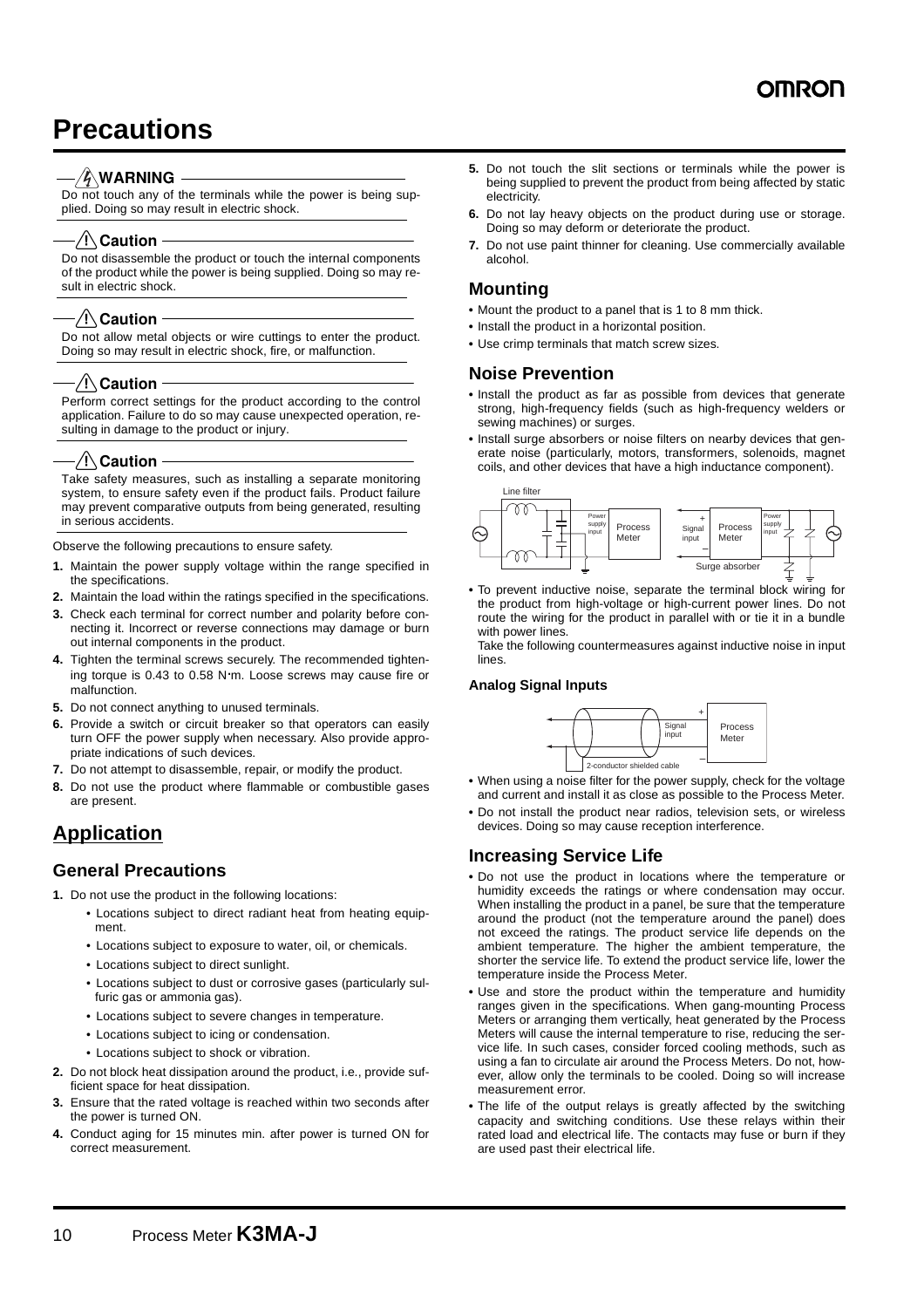# Precautions

**⚠ WARNING**

Do not touch any of the terminals while the power is being supplied. Doing so may result in electric shock.

**⚠ Caution**

Do not disassemble the product or touch the internal components of the product while the power is being supplied. Doing so may result in electric shock.

**⚠ Caution**

Do not allow metal objects or wire cuttings to enter the product. Doing so may result in electric shock, fire, or malfunction.

**⚠ Caution**

Perform correct settings for the product according to the control application. Failure to do so may cause unexpected operation, resulting in damage to the product or injury.

**⚠ Caution**

Take safety measures, such as installing a separate monitoring system, to ensure safety even if the product fails. Product failure may prevent comparative outputs from being generated, resulting in serious accidents.

Observe the following precautions to ensure safety.

1. Maintain the power supply voltage within the range specified in the specifications.
2. Maintain the load within the ratings specified in the specifications.
3. Check each terminal for correct number and polarity before connecting it. Incorrect or reverse connections may damage or burn out internal components in the product.
4. Tighten the terminal screws securely. The recommended tightening torque is 0.43 to 0.58 N·m. Loose screws may cause fire or malfunction.
5. Do not connect anything to unused terminals.
6. Provide a switch or circuit breaker so that operators can easily turn OFF the power supply when necessary. Also provide appropriate indications of such devices.
7. Do not attempt to disassemble, repair, or modify the product.
8. Do not use the product where flammable or combustible gases are present.

## Application

### General Precautions

1. Do not use the product in the following locations:
   - Locations subject to direct radiant heat from heating equipment.
   - Locations subject to exposure to water, oil, or chemicals.
   - Locations subject to direct sunlight.
   - Locations subject to dust or corrosive gases (particularly sulfuric gas or ammonia gas).
   - Locations subject to severe changes in temperature.
   - Locations subject to icing or condensation.
   - Locations subject to shock or vibration.
2. Do not block heat dissipation around the product, i.e., provide sufficient space for heat dissipation.
3. Ensure that the rated voltage is reached within two seconds after the power is turned ON.
4. Conduct aging for 15 minutes min. after power is turned ON for correct measurement.
5. Do not touch the slit sections or terminals while the power is being supplied to prevent the product from being affected by static electricity.
6. Do not lay heavy objects on the product during use or storage. Doing so may deform or deteriorate the product.
7. Do not use paint thinner for cleaning. Use commercially available alcohol.

### Mounting

- Mount the product to a panel that is 1 to 8 mm thick.
- Install the product in a horizontal position.
- Use crimp terminals that match screw sizes.

### Noise Prevention

- Install the product as far as possible from devices that generate strong, high-frequency fields (such as high-frequency welders or sewing machines) or surges.
- Install surge absorbers or noise filters on nearby devices that generate noise (particularly, motors, transformers, solenoids, magnet coils, and other devices that have a high inductance component).

Line filter — Power supply input — Process Meter; Signal input (+/−) — Process Meter — Power supply input — Surge absorber

- To prevent inductive noise, separate the terminal block wiring for the product from high-voltage or high-current power lines. Do not route the wiring for the product in parallel with or tie it in a bundle with power lines.

  Take the following countermeasures against inductive noise in input lines.

**Analog Signal Inputs**

2-conductor shielded cable — Signal input (+/−) — Process Meter

- When using a noise filter for the power supply, check for the voltage and current and install it as close as possible to the Process Meter.
- Do not install the product near radios, television sets, or wireless devices. Doing so may cause reception interference.

### Increasing Service Life

- Do not use the product in locations where the temperature or humidity exceeds the ratings or where condensation may occur. When installing the product in a panel, be sure that the temperature around the product (not the temperature around the panel) does not exceed the ratings. The product service life depends on the ambient temperature. The higher the ambient temperature, the shorter the service life. To extend the product service life, lower the temperature inside the Process Meter.
- Use and store the product within the temperature and humidity ranges given in the specifications. When gang-mounting Process Meters or arranging them vertically, heat generated by the Process Meters will cause the internal temperature to rise, reducing the service life. In such cases, consider forced cooling methods, such as using a fan to circulate air around the Process Meters. Do not, however, allow only the terminals to be cooled. Doing so will increase measurement error.
- The life of the output relays is greatly affected by the switching capacity and switching conditions. Use these relays within their rated load and electrical life. The contacts may fuse or burn if they are used past their electrical life.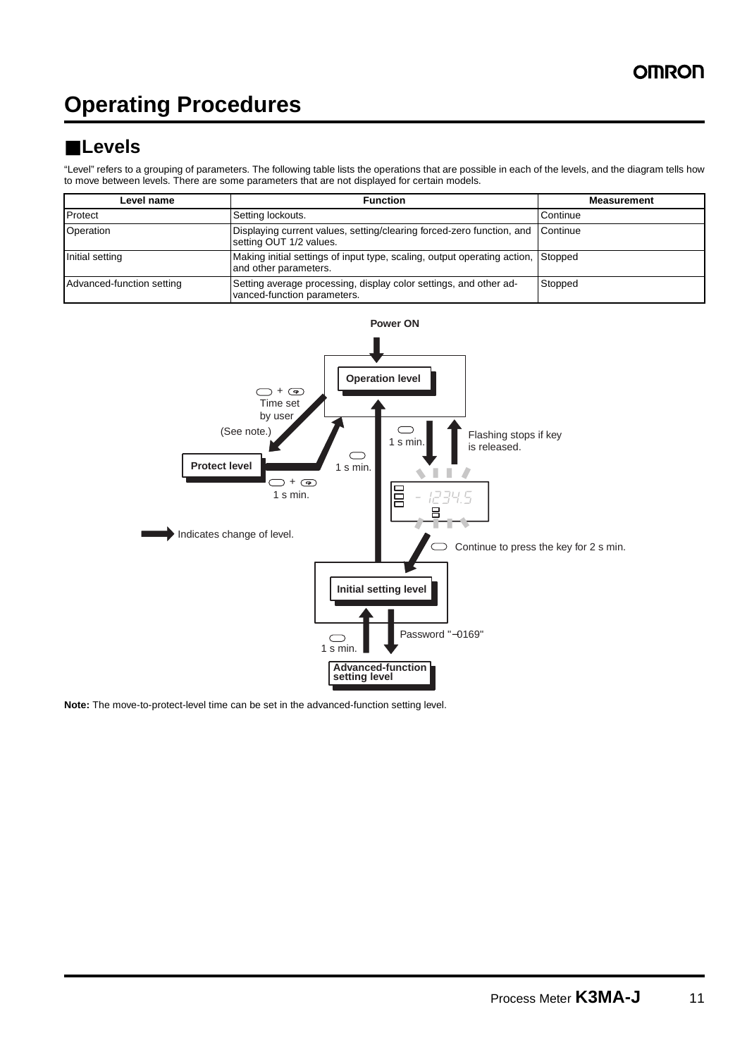# Operating Procedures

## ■Levels

"Level" refers to a grouping of parameters. The following table lists the operations that are possible in each of the levels, and the diagram tells how to move between levels. There are some parameters that are not displayed for certain models.

| Level name | Function | Measurement |
|---|---|---|
| Protect | Setting lockouts. | Continue |
| Operation | Displaying current values, setting/clearing forced-zero function, and setting OUT 1/2 values. | Continue |
| Initial setting | Making initial settings of input type, scaling, output operating action, and other parameters. | Stopped |
| Advanced-function setting | Setting average processing, display color settings, and other advanced-function parameters. | Stopped |

Power ON

Operation level

+ Time set by user (See note.)

1 s min.

Flashing stops if key is released.

Protect level

1 s min.

+ 1 s min.

Indicates change of level.

Continue to press the key for 2 s min.

Initial setting level

Password "−0169"

1 s min.

Advanced-function setting level

**Note:** The move-to-protect-level time can be set in the advanced-function setting level.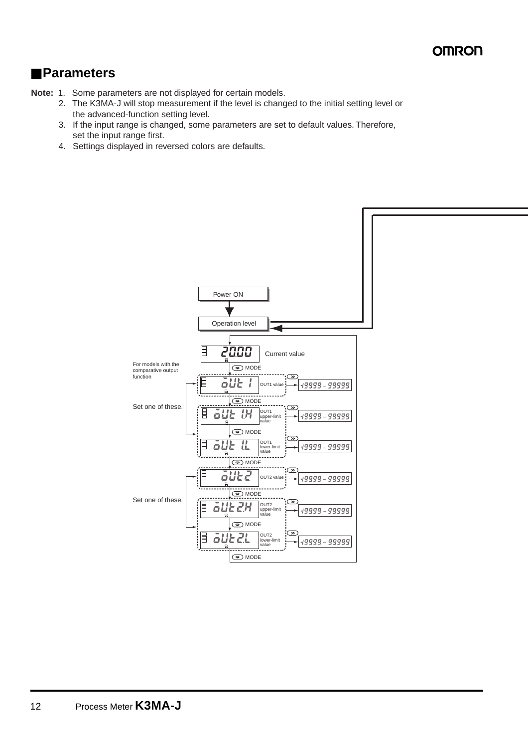## ■Parameters

**Note:**
1. Some parameters are not displayed for certain models.
2. The K3MA-J will stop measurement if the level is changed to the initial setting level or the advanced-function setting level.
3. If the input range is changed, some parameters are set to default values. Therefore, set the input range first.
4. Settings displayed in reversed colors are defaults.

Power ON

Operation level

2000 Current value

MODE

For models with the comparative output function

out1 OUT1 value → -19999 – 99999

MODE

Set one of these.

out1.H OUT1 upper-limit value → -19999 – 99999

MODE

out1.L OUT1 lower-limit value → -19999 – 99999

MODE

out2 OUT2 value → -19999 – 99999

MODE

Set one of these.

out2.H OUT2 upper-limit value → -19999 – 99999

MODE

out2.L OUT2 lower-limit value → -19999 – 99999

MODE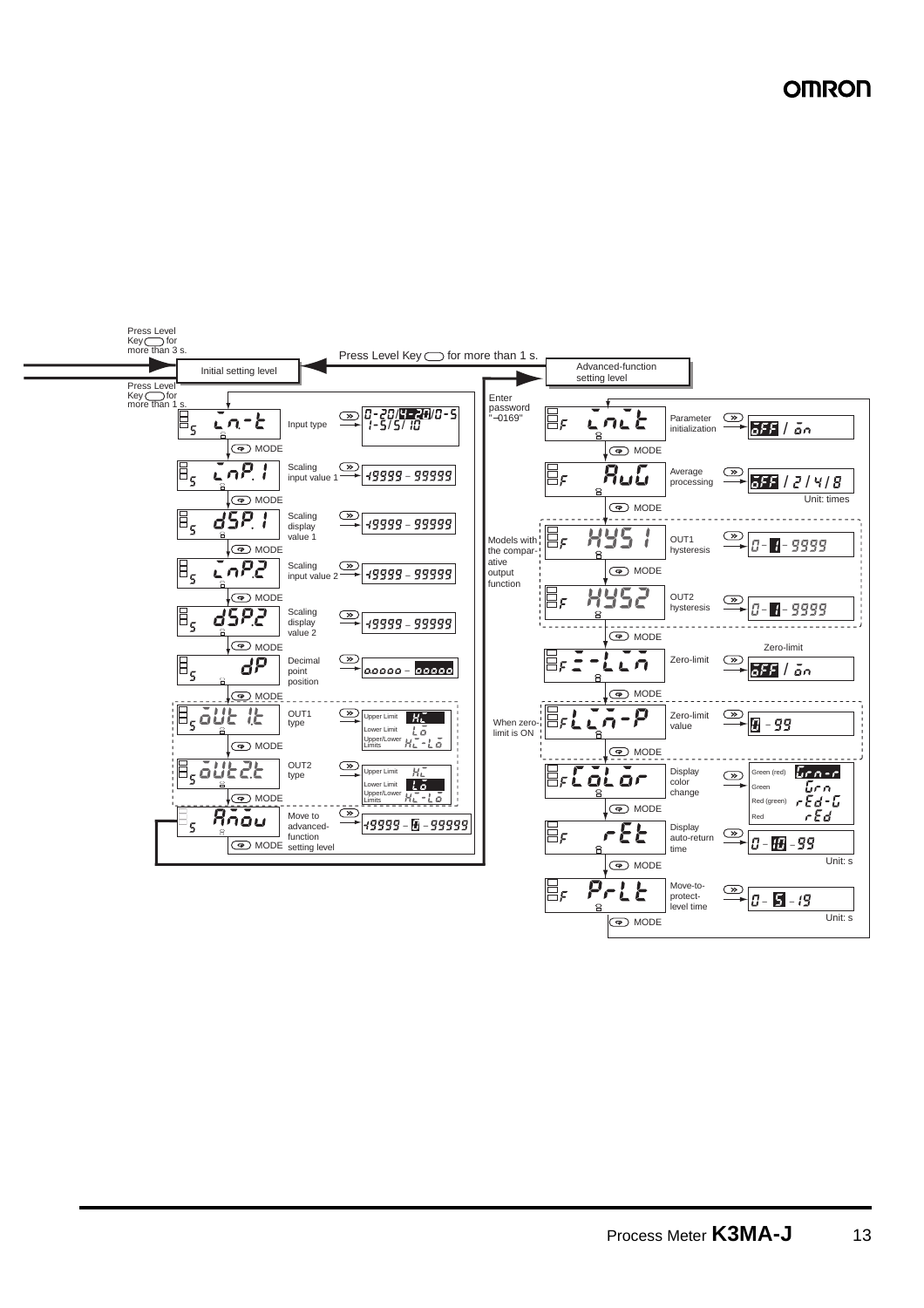Press Level Key for more than 3 s.

Press Level Key for more than 1 s.

Press Level Key for more than 1 s.

Initial setting level

Advanced-function setting level

Enter password "–0169"

**Initial setting level**

| Display | Parameter | Setting range |
|---|---|---|
| in-t | Input type | 0-20/4-20/0-5/1-5/5/10 |
| inP.1 | Scaling input value 1 | -19999 – 99999 |
| dSP.1 | Scaling display value 1 | -19999 – 99999 |
| inP.2 | Scaling input value 2 | -19999 – 99999 |
| dSP.2 | Scaling display value 2 | -19999 – 99999 |
| dP | Decimal point position | 0.0000 – 00000 |
| oUt1.t | OUT1 type | Upper Limit: H / Lower Limit: L / Upper/Lower Limits: H-L |
| oUt2.t | OUT2 type | Upper Limit: H / Lower Limit: L / Upper/Lower Limits: H-L |
| Amov | Move to advanced-function setting level | -19999 – 0 – 99999 |

Each parameter is advanced with the MODE key.

**Advanced-function setting level**

| Display | Parameter | Setting range |
|---|---|---|
| init | Parameter initialization | oFF / on |
| AvG | Average processing | oFF / 2 / 4 / 8 (Unit: times) |
| HYS1 | OUT1 hysteresis | 0 – 1 – 9999 |
| HYS2 | OUT2 hysteresis | 0 – 1 – 9999 |
| Z-Lin | Zero-limit | oFF / on |
| Lin-P | Zero-limit value | 0 – 99 |
| CoLor | Display color change | Green (red): Grn-r / Green: Grn / Red (green): rEd-G / Red: rEd |
| rEt | Display auto-return time | 0 – 10 – 99 (Unit: s) |
| PrLt | Move-to-protect-level time | 0 – 5 – 19 (Unit: s) |

HYS1 and HYS2: Models with the comparative output function.

Lin-P: When zero-limit is ON.

Each parameter is advanced with the MODE key.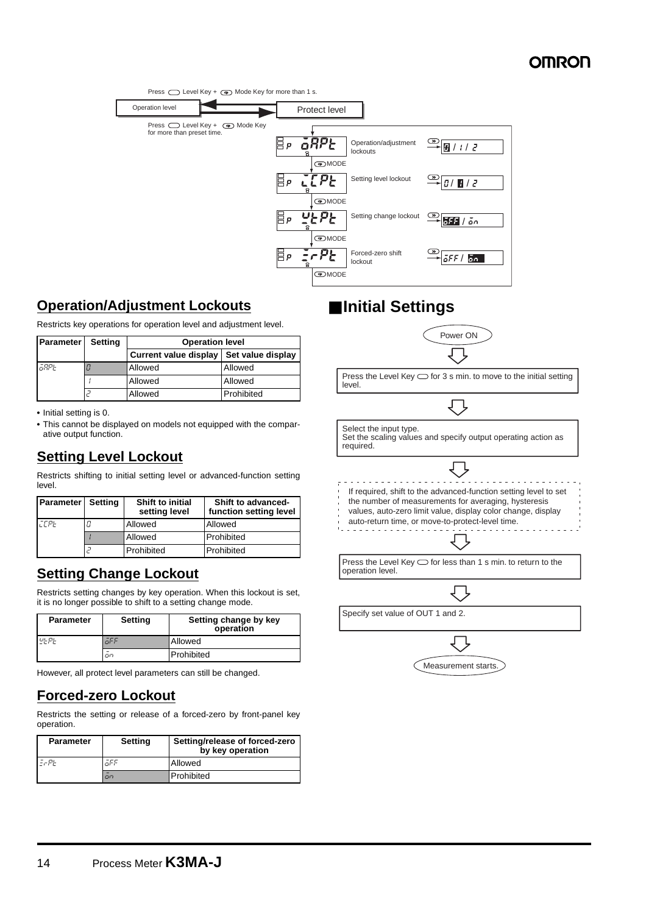Press Level Key + Mode Key for more than 1 s.

Operation level → Protect level

Press Level Key + Mode Key for more than preset time.

| Display | Parameter | Settings |
| --- | --- | --- |
| oAPt | Operation/adjustment lockouts | 0 / 1 / 2 |
| iCPt | Setting level lockout | 0 / 1 / 2 |
| WtPt | Setting change lockout | oFF / on |
| ZrPt | Forced-zero shift lockout | oFF / on |

## Operation/Adjustment Lockouts

Restricts key operations for operation level and adjustment level.

| Parameter | Setting | Operation level | |
| --- | --- | --- | --- |
| | | Current value display | Set value display |
| oAPt | 0 | Allowed | Allowed |
| | 1 | Allowed | Allowed |
| | 2 | Allowed | Prohibited |

- Initial setting is 0.
- This cannot be displayed on models not equipped with the comparative output function.

## Setting Level Lockout

Restricts shifting to initial setting level or advanced-function setting level.

| Parameter | Setting | Shift to initial setting level | Shift to advanced-function setting level |
| --- | --- | --- | --- |
| iCPt | 0 | Allowed | Allowed |
| | 1 | Allowed | Prohibited |
| | 2 | Prohibited | Prohibited |

## Setting Change Lockout

Restricts setting changes by key operation. When this lockout is set, it is no longer possible to shift to a setting change mode.

| Parameter | Setting | Setting change by key operation |
| --- | --- | --- |
| WtPt | oFF | Allowed |
| | on | Prohibited |

However, all protect level parameters can still be changed.

## Forced-zero Lockout

Restricts the setting or release of a forced-zero by front-panel key operation.

| Parameter | Setting | Setting/release of forced-zero by key operation |
| --- | --- | --- |
| ZrPt | oFF | Allowed |
| | on | Prohibited |

## ■Initial Settings

Power ON

↓

Press the Level Key for 3 s min. to move to the initial setting level.

↓

Select the input type.
Set the scaling values and specify output operating action as required.

↓

If required, shift to the advanced-function setting level to set the number of measurements for averaging, hysteresis values, auto-zero limit value, display color change, display auto-return time, or move-to-protect-level time.

↓

Press the Level Key for less than 1 s min. to return to the operation level.

↓

Specify set value of OUT 1 and 2.

↓

Measurement starts.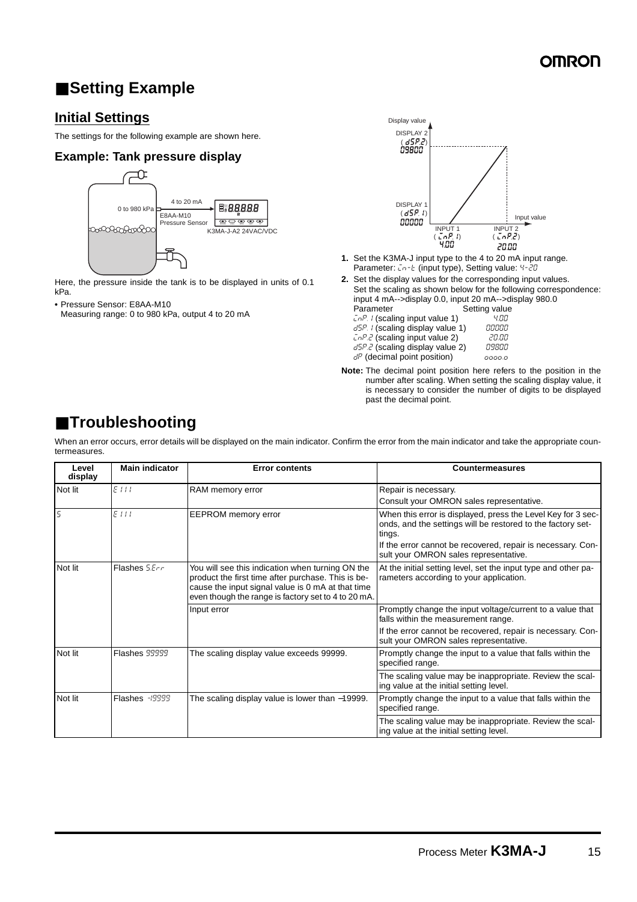## ■Setting Example

### Initial Settings

The settings for the following example are shown here.

#### Example: Tank pressure display

Here, the pressure inside the tank is to be displayed in units of 0.1 kPa.

- Pressure Sensor: E8AA-M10
  Measuring range: 0 to 980 kPa, output 4 to 20 mA

1. Set the K3MA-J input type to the 4 to 20 mA input range.
   Parameter: in-t (input type), Setting value: 4-20
2. Set the display values for the corresponding input values.
   Set the scaling as shown below for the following correspondence: input 4 mA-->display 0.0, input 20 mA-->display 980.0

| Parameter | Setting value |
|---|---|
| inP.1 (scaling input value 1) | 4.00 |
| dSP.1 (scaling display value 1) | 00000 |
| inP.2 (scaling input value 2) | 20.00 |
| dSP.2 (scaling display value 2) | 09800 |
| dP (decimal point position) | oooo.o |

**Note:** The decimal point position here refers to the position in the number after scaling. When setting the scaling display value, it is necessary to consider the number of digits to be displayed past the decimal point.

## ■Troubleshooting

When an error occurs, error details will be displayed on the main indicator. Confirm the error from the main indicator and take the appropriate countermeasures.

| Level display | Main indicator | Error contents | Countermeasures |
|---|---|---|---|
| Not lit | E111 | RAM memory error | Repair is necessary. Consult your OMRON sales representative. |
| S | E111 | EEPROM memory error | When this error is displayed, press the Level Key for 3 seconds, and the settings will be restored to the factory settings. If the error cannot be recovered, repair is necessary. Consult your OMRON sales representative. |
| Not lit | Flashes S.Err | You will see this indication when turning ON the product the first time after purchase. This is because the input signal value is 0 mA at that time even though the range is factory set to 4 to 20 mA. | At the initial setting level, set the input type and other parameters according to your application. |
| | | Input error | Promptly change the input voltage/current to a value that falls within the measurement range. If the error cannot be recovered, repair is necessary. Consult your OMRON sales representative. |
| Not lit | Flashes 99999 | The scaling display value exceeds 99999. | Promptly change the input to a value that falls within the specified range. The scaling value may be inappropriate. Review the scaling value at the initial setting level. |
| Not lit | Flashes -19999 | The scaling display value is lower than −19999. | Promptly change the input to a value that falls within the specified range. The scaling value may be inappropriate. Review the scaling value at the initial setting level. |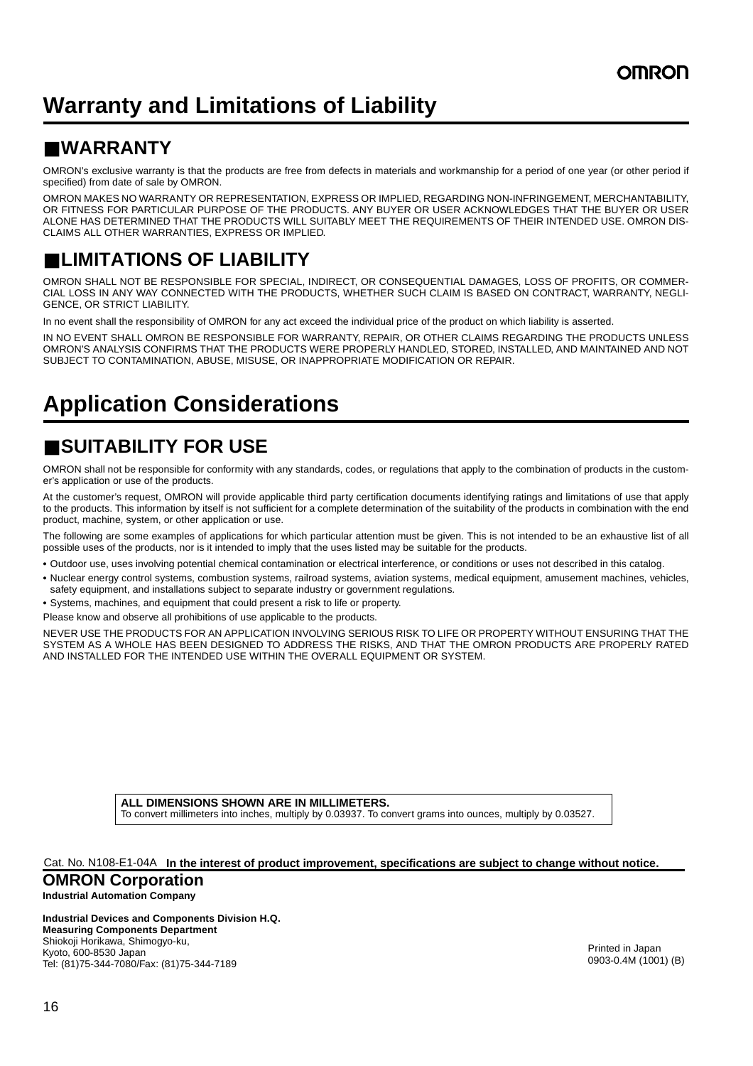# Warranty and Limitations of Liability

## ■WARRANTY

OMRON's exclusive warranty is that the products are free from defects in materials and workmanship for a period of one year (or other period if specified) from date of sale by OMRON.

OMRON MAKES NO WARRANTY OR REPRESENTATION, EXPRESS OR IMPLIED, REGARDING NON-INFRINGEMENT, MERCHANTABILITY, OR FITNESS FOR PARTICULAR PURPOSE OF THE PRODUCTS. ANY BUYER OR USER ACKNOWLEDGES THAT THE BUYER OR USER ALONE HAS DETERMINED THAT THE PRODUCTS WILL SUITABLY MEET THE REQUIREMENTS OF THEIR INTENDED USE. OMRON DISCLAIMS ALL OTHER WARRANTIES, EXPRESS OR IMPLIED.

## ■LIMITATIONS OF LIABILITY

OMRON SHALL NOT BE RESPONSIBLE FOR SPECIAL, INDIRECT, OR CONSEQUENTIAL DAMAGES, LOSS OF PROFITS, OR COMMERCIAL LOSS IN ANY WAY CONNECTED WITH THE PRODUCTS, WHETHER SUCH CLAIM IS BASED ON CONTRACT, WARRANTY, NEGLIGENCE, OR STRICT LIABILITY.

In no event shall the responsibility of OMRON for any act exceed the individual price of the product on which liability is asserted.

IN NO EVENT SHALL OMRON BE RESPONSIBLE FOR WARRANTY, REPAIR, OR OTHER CLAIMS REGARDING THE PRODUCTS UNLESS OMRON'S ANALYSIS CONFIRMS THAT THE PRODUCTS WERE PROPERLY HANDLED, STORED, INSTALLED, AND MAINTAINED AND NOT SUBJECT TO CONTAMINATION, ABUSE, MISUSE, OR INAPPROPRIATE MODIFICATION OR REPAIR.

# Application Considerations

## ■SUITABILITY FOR USE

OMRON shall not be responsible for conformity with any standards, codes, or regulations that apply to the combination of products in the customer's application or use of the products.

At the customer's request, OMRON will provide applicable third party certification documents identifying ratings and limitations of use that apply to the products. This information by itself is not sufficient for a complete determination of the suitability of the products in combination with the end product, machine, system, or other application or use.

The following are some examples of applications for which particular attention must be given. This is not intended to be an exhaustive list of all possible uses of the products, nor is it intended to imply that the uses listed may be suitable for the products.

- Outdoor use, uses involving potential chemical contamination or electrical interference, or conditions or uses not described in this catalog.
- Nuclear energy control systems, combustion systems, railroad systems, aviation systems, medical equipment, amusement machines, vehicles, safety equipment, and installations subject to separate industry or government regulations.
- Systems, machines, and equipment that could present a risk to life or property.

Please know and observe all prohibitions of use applicable to the products.

NEVER USE THE PRODUCTS FOR AN APPLICATION INVOLVING SERIOUS RISK TO LIFE OR PROPERTY WITHOUT ENSURING THAT THE SYSTEM AS A WHOLE HAS BEEN DESIGNED TO ADDRESS THE RISKS, AND THAT THE OMRON PRODUCTS ARE PROPERLY RATED AND INSTALLED FOR THE INTENDED USE WITHIN THE OVERALL EQUIPMENT OR SYSTEM.

**ALL DIMENSIONS SHOWN ARE IN MILLIMETERS.**
To convert millimeters into inches, multiply by 0.03937. To convert grams into ounces, multiply by 0.03527.

Cat. No. N108-E1-04A **In the interest of product improvement, specifications are subject to change without notice.**

**OMRON Corporation**
**Industrial Automation Company**

**Industrial Devices and Components Division H.Q.**
**Measuring Components Department**
Shiokoji Horikawa, Shimogyo-ku,
Kyoto, 600-8530 Japan
Tel: (81)75-344-7080/Fax: (81)75-344-7189

Printed in Japan
0903-0.4M (1001) (B)